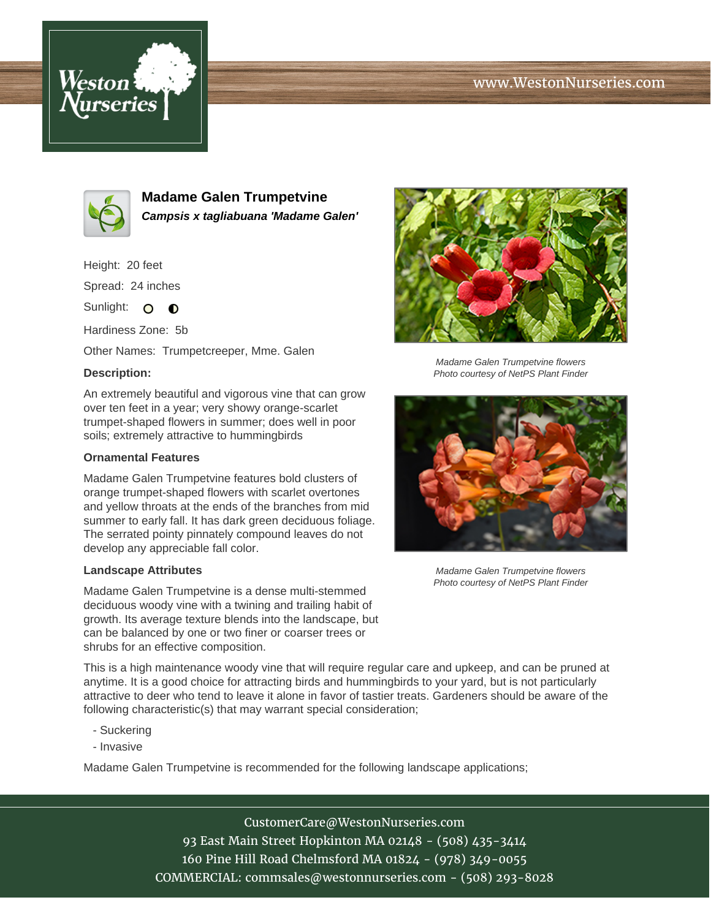# Madame Galen Trumpetvine

***Campsis x tagliabuana 'Madame Galen'***

Height: 20 feet

Spread: 24 inches

Sunlight:

Hardiness Zone: 5b

Other Names: Trumpetcreeper, Mme. Galen

**Description:**

An extremely beautiful and vigorous vine that can grow over ten feet in a year; very showy orange-scarlet trumpet-shaped flowers in summer; does well in poor soils; extremely attractive to hummingbirds

Madame Galen Trumpetvine flowers
Photo courtesy of NetPS Plant Finder

### Ornamental Features

Madame Galen Trumpetvine features bold clusters of orange trumpet-shaped flowers with scarlet overtones and yellow throats at the ends of the branches from mid summer to early fall. It has dark green deciduous foliage. The serrated pointy pinnately compound leaves do not develop any appreciable fall color.

Madame Galen Trumpetvine flowers
Photo courtesy of NetPS Plant Finder

### Landscape Attributes

Madame Galen Trumpetvine is a dense multi-stemmed deciduous woody vine with a twining and trailing habit of growth. Its average texture blends into the landscape, but can be balanced by one or two finer or coarser trees or shrubs for an effective composition.

This is a high maintenance woody vine that will require regular care and upkeep, and can be pruned at anytime. It is a good choice for attracting birds and hummingbirds to your yard, but is not particularly attractive to deer who tend to leave it alone in favor of tastier treats. Gardeners should be aware of the following characteristic(s) that may warrant special consideration;

- Suckering
- Invasive

Madame Galen Trumpetvine is recommended for the following landscape applications;

CustomerCare@WestonNurseries.com
93 East Main Street Hopkinton MA 02148 - (508) 435-3414
160 Pine Hill Road Chelmsford MA 01824 - (978) 349-0055
COMMERCIAL: commsales@westonnurseries.com - (508) 293-8028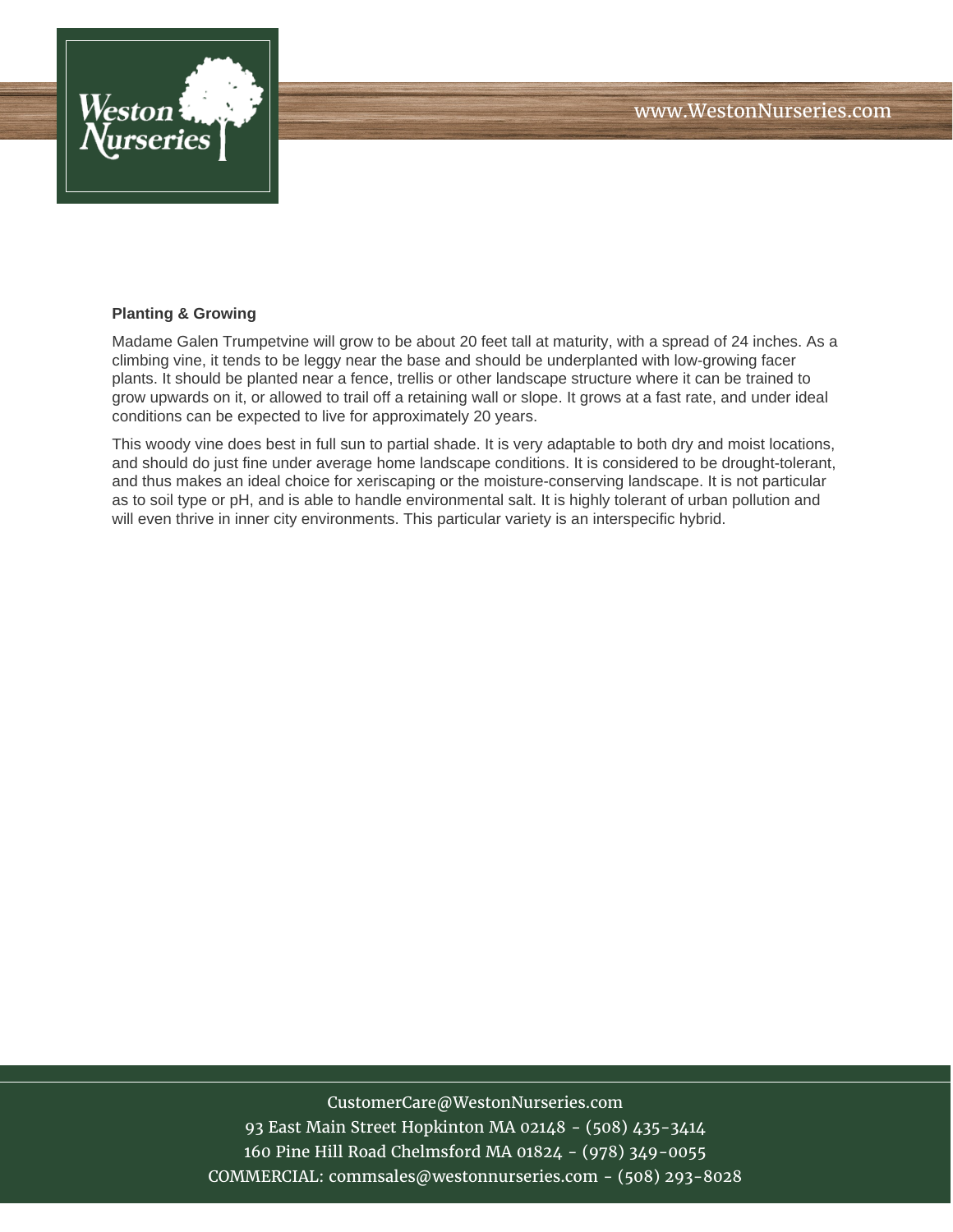### Planting & Growing

Madame Galen Trumpetvine will grow to be about 20 feet tall at maturity, with a spread of 24 inches. As a climbing vine, it tends to be leggy near the base and should be underplanted with low-growing facer plants. It should be planted near a fence, trellis or other landscape structure where it can be trained to grow upwards on it, or allowed to trail off a retaining wall or slope. It grows at a fast rate, and under ideal conditions can be expected to live for approximately 20 years.

This woody vine does best in full sun to partial shade. It is very adaptable to both dry and moist locations, and should do just fine under average home landscape conditions. It is considered to be drought-tolerant, and thus makes an ideal choice for xeriscaping or the moisture-conserving landscape. It is not particular as to soil type or pH, and is able to handle environmental salt. It is highly tolerant of urban pollution and will even thrive in inner city environments. This particular variety is an interspecific hybrid.